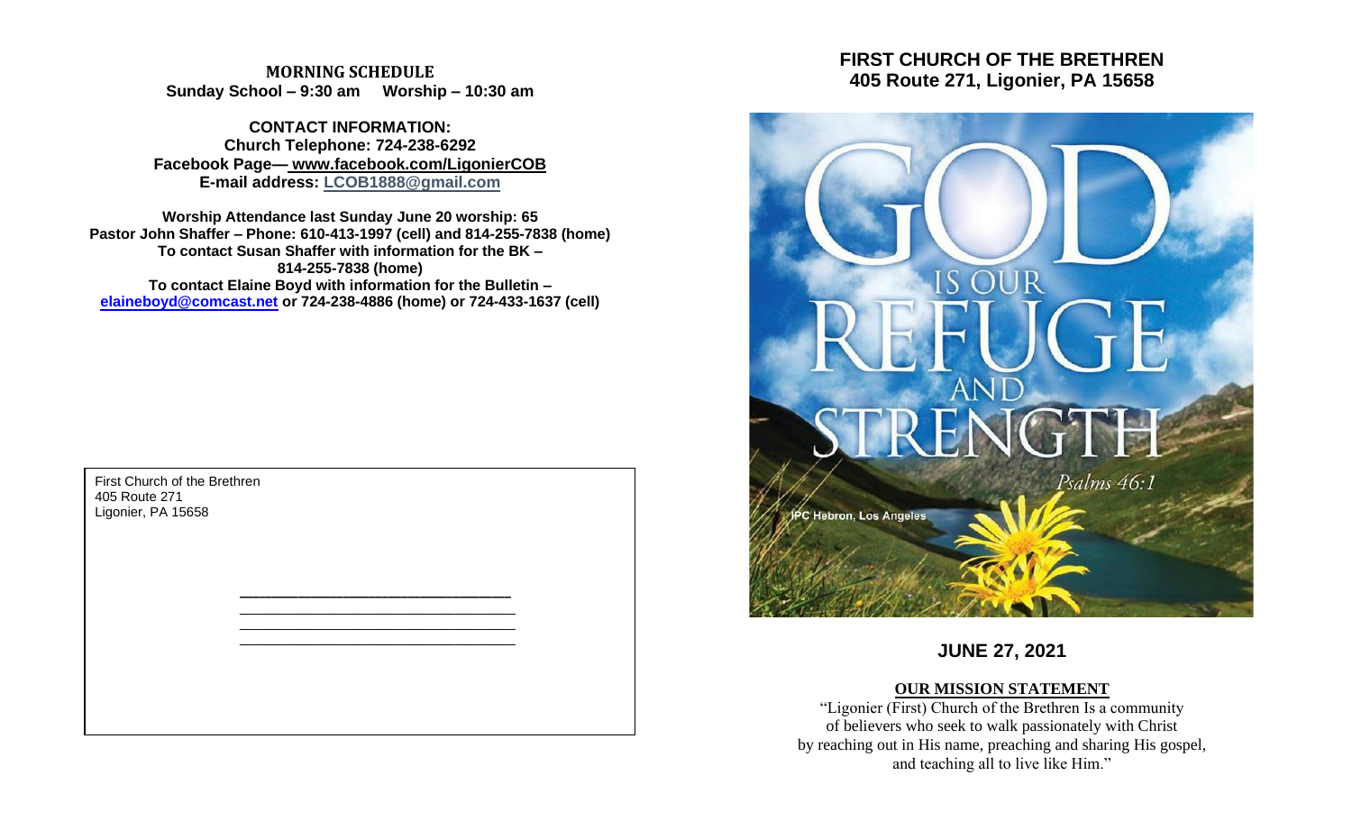**MORNING SCHEDULE**
**Sunday School – 9:30 am Worship – 10:30 am**

**CONTACT INFORMATION:**
**Church Telephone: 724-238-6292**
**Facebook Page— www.facebook.com/LigonierCOB**
**E-mail address: LCOB1888@gmail.com**

**Worship Attendance last Sunday June 20 worship: 65**
**Pastor John Shaffer – Phone: 610-413-1997 (cell) and 814-255-7838 (home)**
**To contact Susan Shaffer with information for the BK – 814-255-7838 (home)**
**To contact Elaine Boyd with information for the Bulletin – elaineboyd@comcast.net or 724-238-4886 (home) or 724-433-1637 (cell)**

First Church of the Brethren
405 Route 271
Ligonier, PA 15658

# FIRST CHURCH OF THE BRETHREN
## 405 Route 271, Ligonier, PA 15658

GOD IS OUR REFUGE AND STRENGTH
*Psalms 46:1*

PC Hebron, Los Angeles

## JUNE 27, 2021

**OUR MISSION STATEMENT**

"Ligonier (First) Church of the Brethren Is a community of believers who seek to walk passionately with Christ by reaching out in His name, preaching and sharing His gospel, and teaching all to live like Him."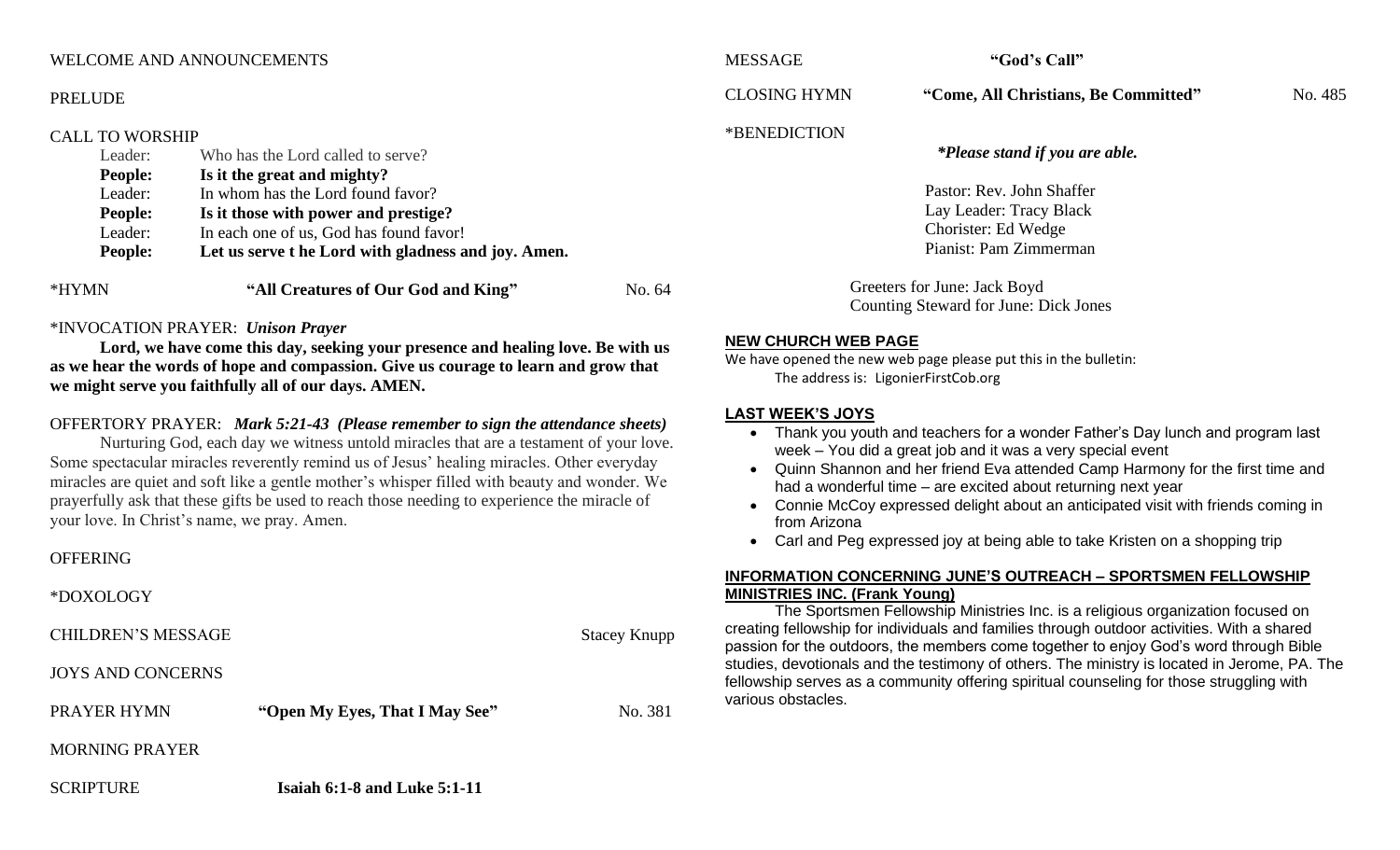WELCOME AND ANNOUNCEMENTS

PRELUDE

CALL TO WORSHIP

Leader: Who has the Lord called to serve?
**People: Is it the great and mighty?**
Leader: In whom has the Lord found favor?
**People: Is it those with power and prestige?**
Leader: In each one of us, God has found favor!
**People: Let us serve t he Lord with gladness and joy. Amen.**

*HYMN **"All Creatures of Our God and King"** No. 64

*INVOCATION PRAYER: ***Unison Prayer***

**Lord, we have come this day, seeking your presence and healing love. Be with us as we hear the words of hope and compassion. Give us courage to learn and grow that we might serve you faithfully all of our days. AMEN.**

OFFERTORY PRAYER: ***Mark 5:21-43 (Please remember to sign the attendance sheets)***

Nurturing God, each day we witness untold miracles that are a testament of your love. Some spectacular miracles reverently remind us of Jesus' healing miracles. Other everyday miracles are quiet and soft like a gentle mother's whisper filled with beauty and wonder. We prayerfully ask that these gifts be used to reach those needing to experience the miracle of your love. In Christ's name, we pray. Amen.

OFFERING

*DOXOLOGY

CHILDREN'S MESSAGE Stacey Knupp

JOYS AND CONCERNS

PRAYER HYMN **"Open My Eyes, That I May See"** No. 381

MORNING PRAYER

SCRIPTURE **Isaiah 6:1-8 and Luke 5:1-11**

MESSAGE **"God's Call"**

CLOSING HYMN **"Come, All Christians, Be Committed"** No. 485

*BENEDICTION

***Please stand if you are able.***

Pastor: Rev. John Shaffer
Lay Leader: Tracy Black
Chorister: Ed Wedge
Pianist: Pam Zimmerman

Greeters for June: Jack Boyd
Counting Steward for June: Dick Jones

## NEW CHURCH WEB PAGE

We have opened the new web page please put this in the bulletin:
The address is: LigonierFirstCob.org

## LAST WEEK'S JOYS

- Thank you youth and teachers for a wonder Father's Day lunch and program last week – You did a great job and it was a very special event
- Quinn Shannon and her friend Eva attended Camp Harmony for the first time and had a wonderful time – are excited about returning next year
- Connie McCoy expressed delight about an anticipated visit with friends coming in from Arizona
- Carl and Peg expressed joy at being able to take Kristen on a shopping trip

## INFORMATION CONCERNING JUNE'S OUTREACH – SPORTSMEN FELLOWSHIP MINISTRIES INC. (Frank Young)

The Sportsmen Fellowship Ministries Inc. is a religious organization focused on creating fellowship for individuals and families through outdoor activities. With a shared passion for the outdoors, the members come together to enjoy God's word through Bible studies, devotionals and the testimony of others. The ministry is located in Jerome, PA. The fellowship serves as a community offering spiritual counseling for those struggling with various obstacles.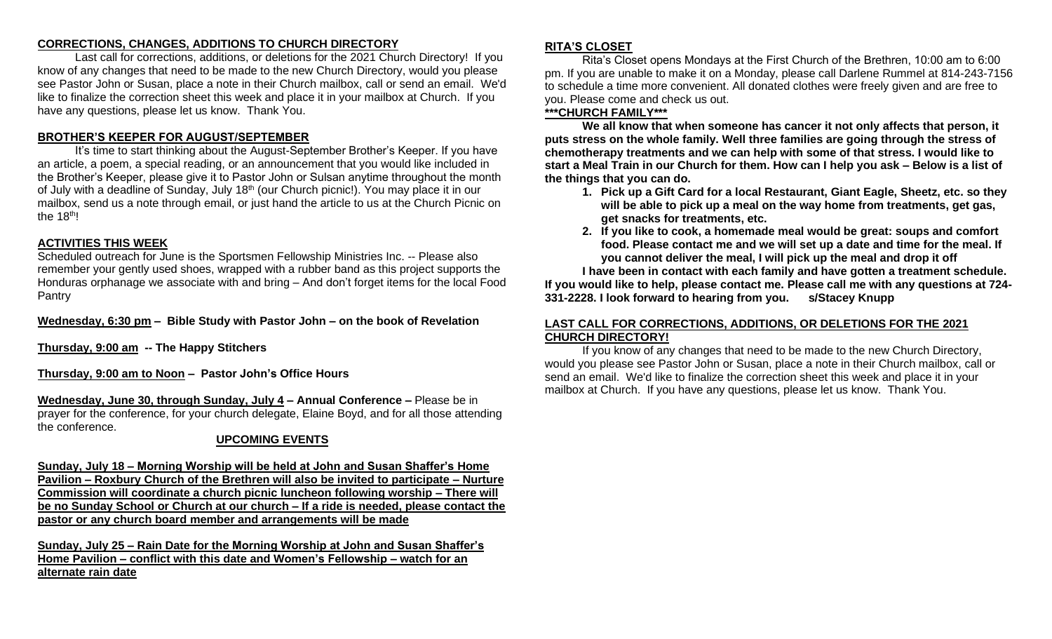## CORRECTIONS, CHANGES, ADDITIONS TO CHURCH DIRECTORY

Last call for corrections, additions, or deletions for the 2021 Church Directory! If you know of any changes that need to be made to the new Church Directory, would you please see Pastor John or Susan, place a note in their Church mailbox, call or send an email. We'd like to finalize the correction sheet this week and place it in your mailbox at Church. If you have any questions, please let us know. Thank You.

## BROTHER'S KEEPER FOR AUGUST/SEPTEMBER

It's time to start thinking about the August-September Brother's Keeper. If you have an article, a poem, a special reading, or an announcement that you would like included in the Brother's Keeper, please give it to Pastor John or Sulsan anytime throughout the month of July with a deadline of Sunday, July 18th (our Church picnic!). You may place it in our mailbox, send us a note through email, or just hand the article to us at the Church Picnic on the 18th!

## ACTIVITIES THIS WEEK

Scheduled outreach for June is the Sportsmen Fellowship Ministries Inc. -- Please also remember your gently used shoes, wrapped with a rubber band as this project supports the Honduras orphanage we associate with and bring – And don't forget items for the local Food Pantry

**Wednesday, 6:30 pm – Bible Study with Pastor John – on the book of Revelation**

**Thursday, 9:00 am -- The Happy Stitchers**

**Thursday, 9:00 am to Noon – Pastor John's Office Hours**

**Wednesday, June 30, through Sunday, July 4 – Annual Conference –** Please be in prayer for the conference, for your church delegate, Elaine Boyd, and for all those attending the conference.

## UPCOMING EVENTS

**Sunday, July 18 – Morning Worship will be held at John and Susan Shaffer's Home Pavilion – Roxbury Church of the Brethren will also be invited to participate – Nurture Commission will coordinate a church picnic luncheon following worship – There will be no Sunday School or Church at our church – If a ride is needed, please contact the pastor or any church board member and arrangements will be made**

**Sunday, July 25 – Rain Date for the Morning Worship at John and Susan Shaffer's Home Pavilion – conflict with this date and Women's Fellowship – watch for an alternate rain date**

## RITA'S CLOSET

Rita's Closet opens Mondays at the First Church of the Brethren, 10:00 am to 6:00 pm. If you are unable to make it on a Monday, please call Darlene Rummel at 814-243-7156 to schedule a time more convenient. All donated clothes were freely given and are free to you. Please come and check us out.

## ***CHURCH FAMILY***

**We all know that when someone has cancer it not only affects that person, it puts stress on the whole family. Well three families are going through the stress of chemotherapy treatments and we can help with some of that stress. I would like to start a Meal Train in our Church for them. How can I help you ask – Below is a list of the things that you can do.**

1. **Pick up a Gift Card for a local Restaurant, Giant Eagle, Sheetz, etc. so they will be able to pick up a meal on the way home from treatments, get gas, get snacks for treatments, etc.**
2. **If you like to cook, a homemade meal would be great: soups and comfort food. Please contact me and we will set up a date and time for the meal. If you cannot deliver the meal, I will pick up the meal and drop it off**

**I have been in contact with each family and have gotten a treatment schedule. If you would like to help, please contact me. Please call me with any questions at 724-331-2228. I look forward to hearing from you. s/Stacey Knupp**

## LAST CALL FOR CORRECTIONS, ADDITIONS, OR DELETIONS FOR THE 2021 CHURCH DIRECTORY!

If you know of any changes that need to be made to the new Church Directory, would you please see Pastor John or Susan, place a note in their Church mailbox, call or send an email. We'd like to finalize the correction sheet this week and place it in your mailbox at Church. If you have any questions, please let us know. Thank You.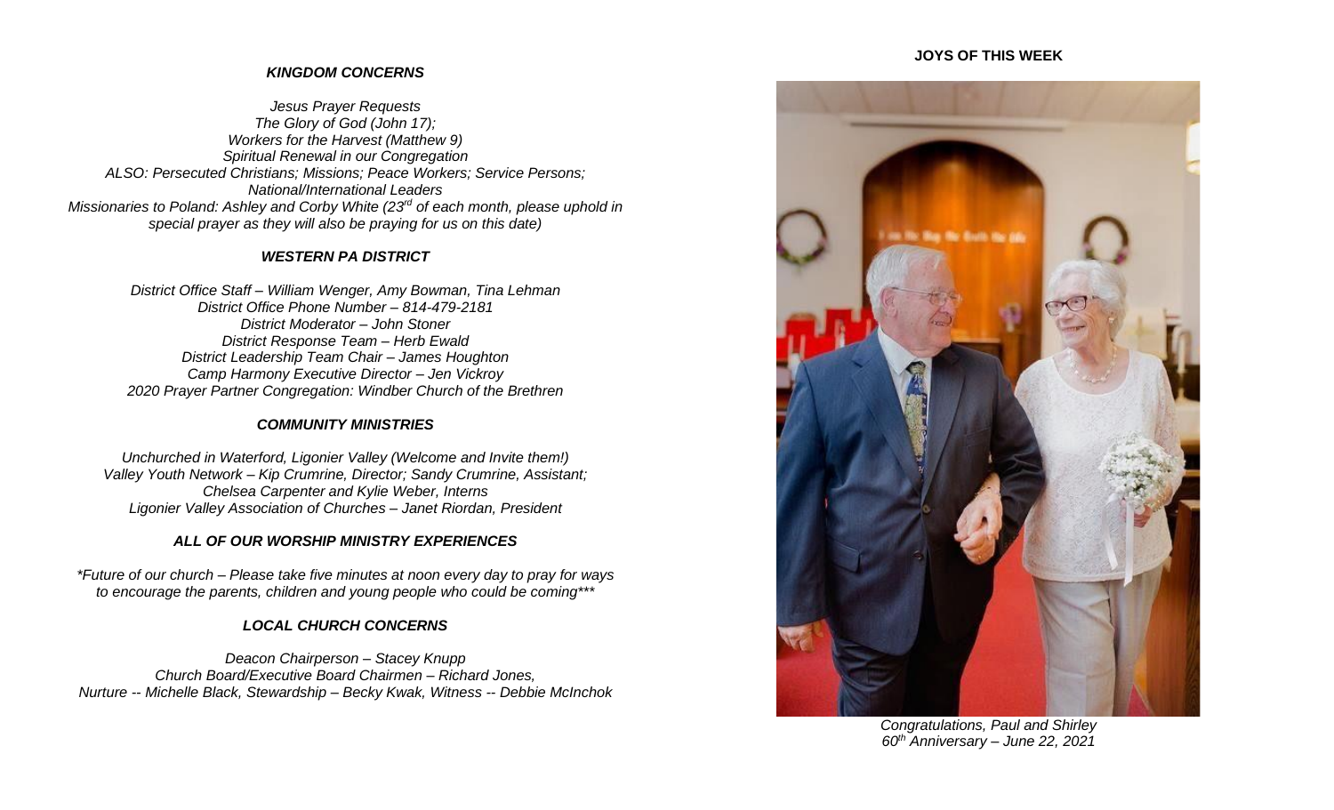### *KINGDOM CONCERNS*

*Jesus Prayer Requests*
*The Glory of God (John 17);*
*Workers for the Harvest (Matthew 9)*
*Spiritual Renewal in our Congregation*
*ALSO: Persecuted Christians; Missions; Peace Workers; Service Persons; National/International Leaders*
*Missionaries to Poland: Ashley and Corby White (23rd of each month, please uphold in special prayer as they will also be praying for us on this date)*

### *WESTERN PA DISTRICT*

*District Office Staff – William Wenger, Amy Bowman, Tina Lehman*
*District Office Phone Number – 814-479-2181*
*District Moderator – John Stoner*
*District Response Team – Herb Ewald*
*District Leadership Team Chair – James Houghton*
*Camp Harmony Executive Director – Jen Vickroy*
*2020 Prayer Partner Congregation: Windber Church of the Brethren*

### *COMMUNITY MINISTRIES*

*Unchurched in Waterford, Ligonier Valley (Welcome and Invite them!)*
*Valley Youth Network – Kip Crumrine, Director; Sandy Crumrine, Assistant; Chelsea Carpenter and Kylie Weber, Interns*
*Ligonier Valley Association of Churches – Janet Riordan, President*

### *ALL OF OUR WORSHIP MINISTRY EXPERIENCES*

*\*Future of our church – Please take five minutes at noon every day to pray for ways to encourage the parents, children and young people who could be coming\*\*\**

### *LOCAL CHURCH CONCERNS*

*Deacon Chairperson – Stacey Knupp*
*Church Board/Executive Board Chairmen – Richard Jones,*
*Nurture -- Michelle Black, Stewardship – Becky Kwak, Witness -- Debbie McInchok*

### **JOYS OF THIS WEEK**

*Congratulations, Paul and Shirley*
*60th Anniversary – June 22, 2021*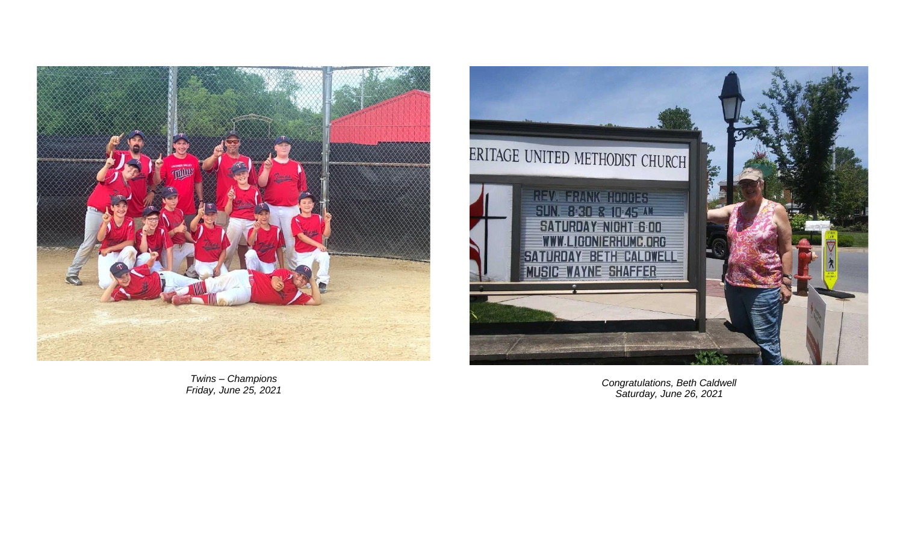*Twins – Champions*
*Friday, June 25, 2021*

*Congratulations, Beth Caldwell*
*Saturday, June 26, 2021*